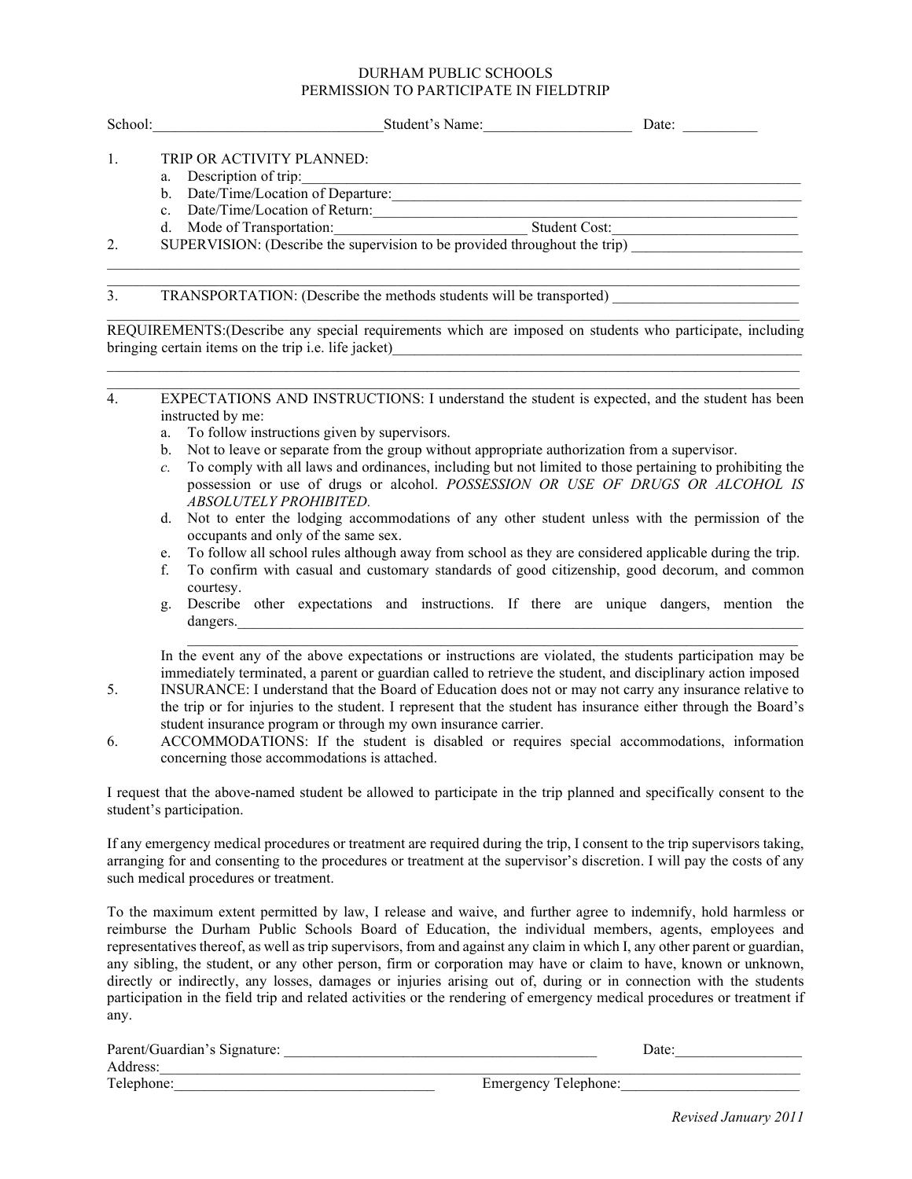# DURHAM PUBLIC SCHOOLS
## PERMISSION TO PARTICIPATE IN FIELDTRIP

School:\_\_\_\_\_\_\_\_\_\_\_\_\_\_\_\_\_\_\_\_\_\_\_\_\_\_\_\_\_\_ Student's Name:\_\_\_\_\_\_\_\_\_\_\_\_\_\_\_\_\_\_\_\_ Date: \_\_\_\_\_\_\_\_\_\_

1. TRIP OR ACTIVITY PLANNED:
   a. Description of trip:\_\_\_\_\_\_\_\_\_\_\_\_\_\_\_\_\_\_\_\_\_\_\_\_\_\_\_\_\_\_\_\_\_\_\_\_\_\_\_\_\_\_\_\_\_\_\_\_\_\_\_\_\_\_\_\_\_\_\_\_
   b. Date/Time/Location of Departure:\_\_\_\_\_\_\_\_\_\_\_\_\_\_\_\_\_\_\_\_\_\_\_\_\_\_\_\_\_\_\_\_\_\_\_\_\_\_\_\_\_\_\_\_\_\_\_\_
   c. Date/Time/Location of Return:\_\_\_\_\_\_\_\_\_\_\_\_\_\_\_\_\_\_\_\_\_\_\_\_\_\_\_\_\_\_\_\_\_\_\_\_\_\_\_\_\_\_\_\_\_\_\_\_\_\_\_
   d. Mode of Transportation:\_\_\_\_\_\_\_\_\_\_\_\_\_\_\_\_\_\_\_\_\_\_\_\_\_ Student Cost:\_\_\_\_\_\_\_\_\_\_\_\_\_\_\_\_\_\_\_\_\_\_\_\_\_
2. SUPERVISION: (Describe the supervision to be provided throughout the trip) \_\_\_\_\_\_\_\_\_\_\_\_\_\_\_\_\_\_\_\_\_\_\_

\_\_\_\_\_\_\_\_\_\_\_\_\_\_\_\_\_\_\_\_\_\_\_\_\_\_\_\_\_\_\_\_\_\_\_\_\_\_\_\_\_\_\_\_\_\_\_\_\_\_\_\_\_\_\_\_\_\_\_\_\_\_\_\_\_\_\_\_\_\_\_\_\_\_\_\_\_\_\_\_\_\_\_\_\_\_\_\_\_\_

\_\_\_\_\_\_\_\_\_\_\_\_\_\_\_\_\_\_\_\_\_\_\_\_\_\_\_\_\_\_\_\_\_\_\_\_\_\_\_\_\_\_\_\_\_\_\_\_\_\_\_\_\_\_\_\_\_\_\_\_\_\_\_\_\_\_\_\_\_\_\_\_\_\_\_\_\_\_\_\_\_\_\_\_\_\_\_\_\_\_

3. TRANSPORTATION: (Describe the methods students will be transported) \_\_\_\_\_\_\_\_\_\_\_\_\_\_\_\_\_\_\_\_\_\_\_\_\_

\_\_\_\_\_\_\_\_\_\_\_\_\_\_\_\_\_\_\_\_\_\_\_\_\_\_\_\_\_\_\_\_\_\_\_\_\_\_\_\_\_\_\_\_\_\_\_\_\_\_\_\_\_\_\_\_\_\_\_\_\_\_\_\_\_\_\_\_\_\_\_\_\_\_\_\_\_\_\_\_\_\_\_\_\_\_\_\_\_\_

REQUIREMENTS:(Describe any special requirements which are imposed on students who participate, including bringing certain items on the trip i.e. life jacket)\_\_\_\_\_\_\_\_\_\_\_\_\_\_\_\_\_\_\_\_\_\_\_\_\_\_\_\_\_\_\_\_\_\_\_\_\_\_\_\_\_\_\_\_\_\_\_\_\_\_\_\_\_\_\_\_

\_\_\_\_\_\_\_\_\_\_\_\_\_\_\_\_\_\_\_\_\_\_\_\_\_\_\_\_\_\_\_\_\_\_\_\_\_\_\_\_\_\_\_\_\_\_\_\_\_\_\_\_\_\_\_\_\_\_\_\_\_\_\_\_\_\_\_\_\_\_\_\_\_\_\_\_\_\_\_\_\_\_\_\_\_\_\_\_\_\_

\_\_\_\_\_\_\_\_\_\_\_\_\_\_\_\_\_\_\_\_\_\_\_\_\_\_\_\_\_\_\_\_\_\_\_\_\_\_\_\_\_\_\_\_\_\_\_\_\_\_\_\_\_\_\_\_\_\_\_\_\_\_\_\_\_\_\_\_\_\_\_\_\_\_\_\_\_\_\_\_\_\_\_\_\_\_\_\_\_\_

4. EXPECTATIONS AND INSTRUCTIONS: I understand the student is expected, and the student has been instructed by me:
   a. To follow instructions given by supervisors.
   b. Not to leave or separate from the group without appropriate authorization from a supervisor.
   c. To comply with all laws and ordinances, including but not limited to those pertaining to prohibiting the possession or use of drugs or alcohol. *POSSESSION OR USE OF DRUGS OR ALCOHOL IS ABSOLUTELY PROHIBITED.*
   d. Not to enter the lodging accommodations of any other student unless with the permission of the occupants and only of the same sex.
   e. To follow all school rules although away from school as they are considered applicable during the trip.
   f. To confirm with casual and customary standards of good citizenship, good decorum, and common courtesy.
   g. Describe other expectations and instructions. If there are unique dangers, mention the dangers.\_\_\_\_\_\_\_\_\_\_\_\_\_\_\_\_\_\_\_\_\_\_\_\_\_\_\_\_\_\_\_\_\_\_\_\_\_\_\_\_\_\_\_\_\_\_\_\_\_\_\_\_\_\_\_\_\_\_\_\_\_\_\_\_\_\_\_\_\_\_\_\_\_\_\_\_\_\_
   
   \_\_\_\_\_\_\_\_\_\_\_\_\_\_\_\_\_\_\_\_\_\_\_\_\_\_\_\_\_\_\_\_\_\_\_\_\_\_\_\_\_\_\_\_\_\_\_\_\_\_\_\_\_\_\_\_\_\_\_\_\_\_\_\_\_\_\_\_\_\_\_\_\_\_\_\_\_\_\_\_\_\_\_

   In the event any of the above expectations or instructions are violated, the students participation may be immediately terminated, a parent or guardian called to retrieve the student, and disciplinary action imposed
5. INSURANCE: I understand that the Board of Education does not or may not carry any insurance relative to the trip or for injuries to the student. I represent that the student has insurance either through the Board's student insurance program or through my own insurance carrier.
6. ACCOMMODATIONS: If the student is disabled or requires special accommodations, information concerning those accommodations is attached.

I request that the above-named student be allowed to participate in the trip planned and specifically consent to the student's participation.

If any emergency medical procedures or treatment are required during the trip, I consent to the trip supervisors taking, arranging for and consenting to the procedures or treatment at the supervisor's discretion. I will pay the costs of any such medical procedures or treatment.

To the maximum extent permitted by law, I release and waive, and further agree to indemnify, hold harmless or reimburse the Durham Public Schools Board of Education, the individual members, agents, employees and representatives thereof, as well as trip supervisors, from and against any claim in which I, any other parent or guardian, any sibling, the student, or any other person, firm or corporation may have or claim to have, known or unknown, directly or indirectly, any losses, damages or injuries arising out of, during or in connection with the students participation in the field trip and related activities or the rendering of emergency medical procedures or treatment if any.

Parent/Guardian's Signature: \_\_\_\_\_\_\_\_\_\_\_\_\_\_\_\_\_\_\_\_\_\_\_\_\_\_\_\_\_\_\_\_\_\_\_\_\_\_\_\_\_\_\_\_ Date:\_\_\_\_\_\_\_\_\_\_\_\_\_\_\_\_\_

Address:\_\_\_\_\_\_\_\_\_\_\_\_\_\_\_\_\_\_\_\_\_\_\_\_\_\_\_\_\_\_\_\_\_\_\_\_\_\_\_\_\_\_\_\_\_\_\_\_\_\_\_\_\_\_\_\_\_\_\_\_\_\_\_\_\_\_\_\_\_\_\_\_\_\_\_\_\_\_\_\_\_\_\_\_

Telephone:\_\_\_\_\_\_\_\_\_\_\_\_\_\_\_\_\_\_\_\_\_\_\_\_\_\_\_\_\_\_\_\_\_\_\_ Emergency Telephone:\_\_\_\_\_\_\_\_\_\_\_\_\_\_\_\_\_\_\_\_\_\_\_\_

*Revised January 2011*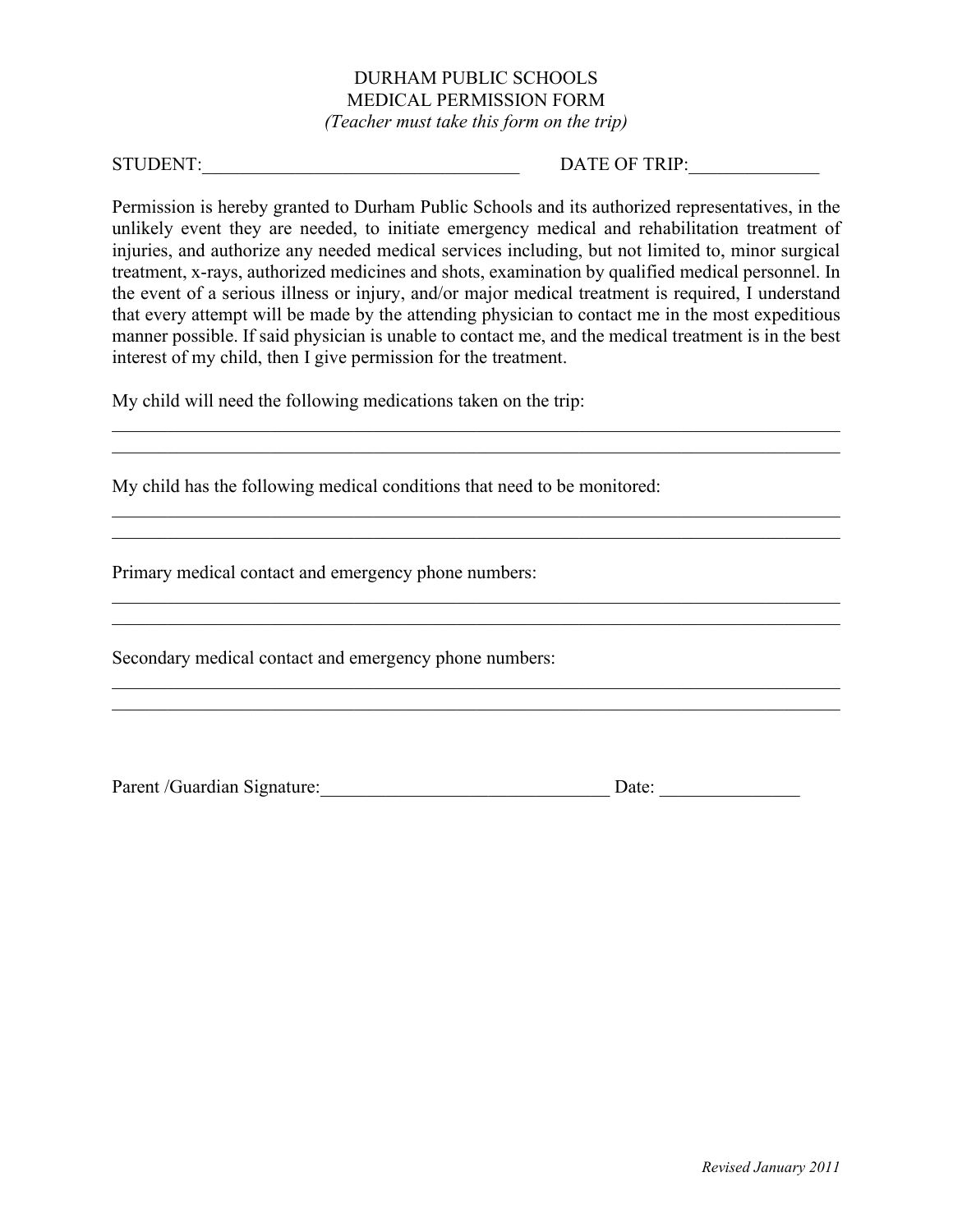# DURHAM PUBLIC SCHOOLS
## MEDICAL PERMISSION FORM
*(Teacher must take this form on the trip)*

STUDENT:_________________________________ DATE OF TRIP:_____________

Permission is hereby granted to Durham Public Schools and its authorized representatives, in the unlikely event they are needed, to initiate emergency medical and rehabilitation treatment of injuries, and authorize any needed medical services including, but not limited to, minor surgical treatment, x-rays, authorized medicines and shots, examination by qualified medical personnel. In the event of a serious illness or injury, and/or major medical treatment is required, I understand that every attempt will be made by the attending physician to contact me in the most expeditious manner possible. If said physician is unable to contact me, and the medical treatment is in the best interest of my child, then I give permission for the treatment.

My child will need the following medications taken on the trip:

_______________________________________________________________________________

_______________________________________________________________________________

My child has the following medical conditions that need to be monitored:

_______________________________________________________________________________

_______________________________________________________________________________

Primary medical contact and emergency phone numbers:

_______________________________________________________________________________

_______________________________________________________________________________

Secondary medical contact and emergency phone numbers:

_______________________________________________________________________________

_______________________________________________________________________________

Parent /Guardian Signature:______________________________ Date: ______________

*Revised January 2011*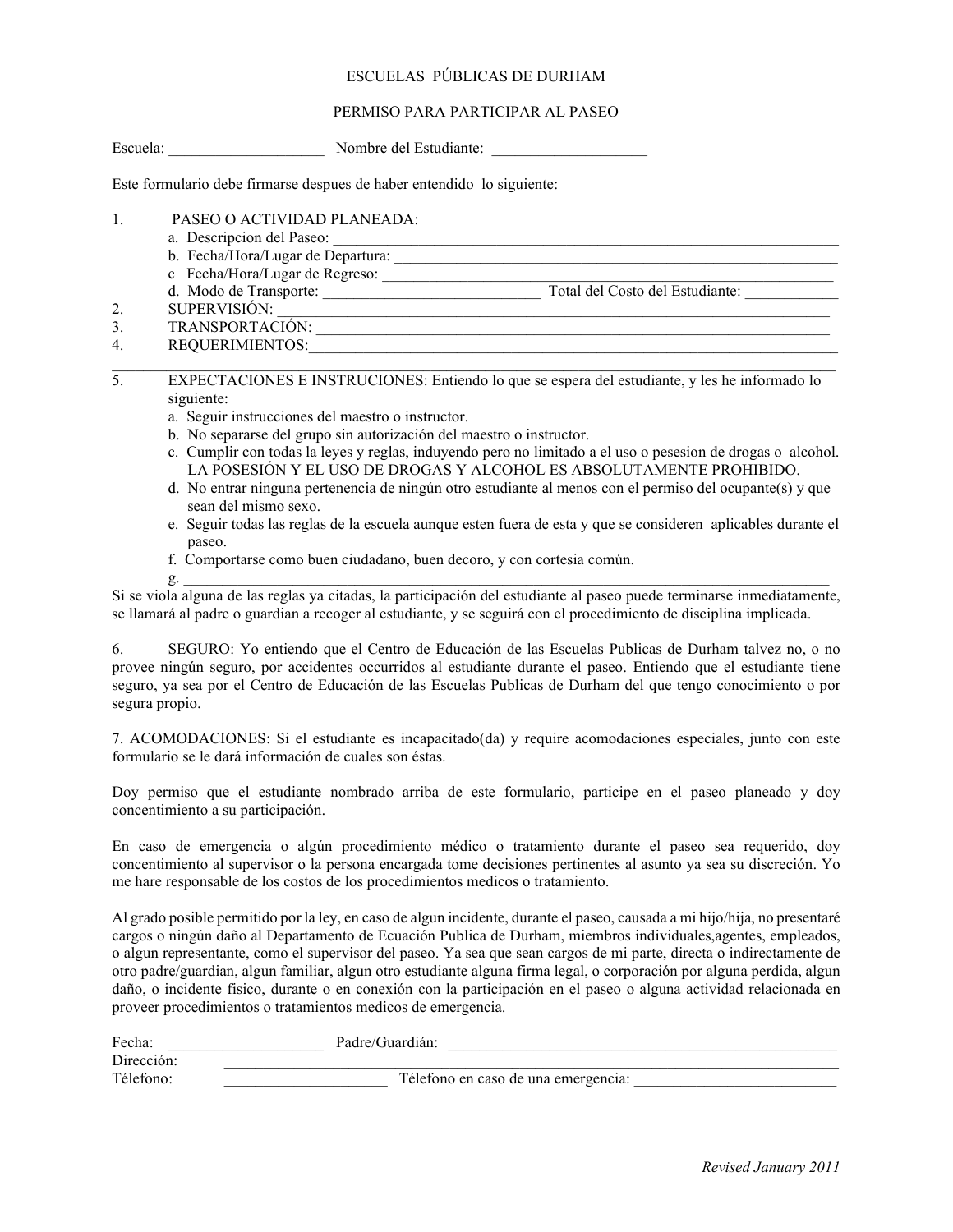ESCUELAS PÚBLICAS DE DURHAM

PERMISO PARA PARTICIPAR AL PASEO

Escuela: ____________________ Nombre del Estudiante: ____________________

Este formulario debe firmarse despues de haber entendido lo siguiente:

1. PASEO O ACTIVIDAD PLANEADA:
   a. Descripcion del Paseo: ____________________
   b. Fecha/Hora/Lugar de Departura: ____________________
   c Fecha/Hora/Lugar de Regreso: ____________________
   d. Modo de Transporte: ____________________ Total del Costo del Estudiante: ____________
2. SUPERVISIÓN: ____________________
3. TRANSPORTACIÓN: ____________________
4. REQUERIMIENTOS: ____________________

____________________

5. EXPECTACIONES E INSTRUCIONES: Entiendo lo que se espera del estudiante, y les he informado lo siguiente:
   a. Seguir instrucciones del maestro o instructor.
   b. No separarse del grupo sin autorización del maestro o instructor.
   c. Cumplir con todas la leyes y reglas, induyendo pero no limitado a el uso o pesesion de drogas o alcohol. LA POSESIÓN Y EL USO DE DROGAS Y ALCOHOL ES ABSOLUTAMENTE PROHIBIDO.
   d. No entrar ninguna pertenencia de ningún otro estudiante al menos con el permiso del ocupante(s) y que sean del mismo sexo.
   e. Seguir todas las reglas de la escuela aunque esten fuera de esta y que se consideren aplicables durante el paseo.
   f. Comportarse como buen ciudadano, buen decoro, y con cortesia común.
   g. ____________________

Si se viola alguna de las reglas ya citadas, la participación del estudiante al paseo puede terminarse inmediatamente, se llamará al padre o guardian a recoger al estudiante, y se seguirá con el procedimiento de disciplina implicada.

6. SEGURO: Yo entiendo que el Centro de Educación de las Escuelas Publicas de Durham talvez no, o no provee ningún seguro, por accidentes occurridos al estudiante durante el paseo. Entiendo que el estudiante tiene seguro, ya sea por el Centro de Educación de las Escuelas Publicas de Durham del que tengo conocimiento o por segura propio.

7. ACOMODACIONES: Si el estudiante es incapacitado(da) y require acomodaciones especiales, junto con este formulario se le dará información de cuales son éstas.

Doy permiso que el estudiante nombrado arriba de este formulario, participe en el paseo planeado y doy concentimiento a su participación.

En caso de emergencia o algún procedimiento médico o tratamiento durante el paseo sea requerido, doy concentimiento al supervisor o la persona encargada tome decisiones pertinentes al asunto ya sea su discreción. Yo me hare responsable de los costos de los procedimientos medicos o tratamiento.

Al grado posible permitido por la ley, en caso de algun incidente, durante el paseo, causada a mi hijo/hija, no presentaré cargos o ningún daño al Departamento de Ecuación Publica de Durham, miembros individuales,agentes, empleados, o algun representante, como el supervisor del paseo. Ya sea que sean cargos de mi parte, directa o indirectamente de otro padre/guardian, algun familiar, algun otro estudiante alguna firma legal, o corporación por alguna perdida, algun daño, o incidente fisico, durante o en conexión con la participación en el paseo o alguna actividad relacionada en proveer procedimientos o tratamientos medicos de emergencia.

Fecha: ____________________ Padre/Guardián: ____________________

Dirección: ____________________

Télefono: ____________________ Télefono en caso de una emergencia: ____________________

*Revised January 2011*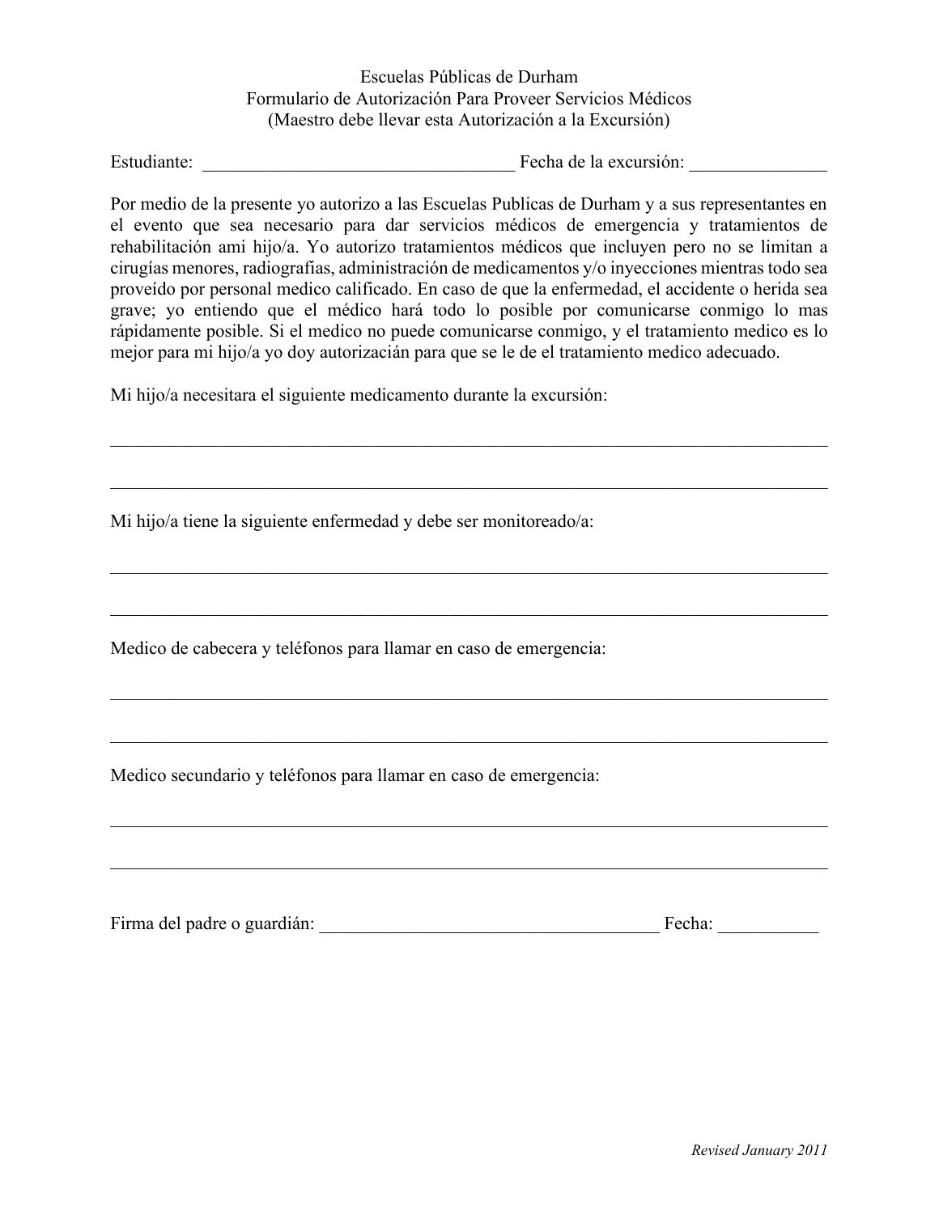Escuelas Públicas de Durham
Formulario de Autorización Para Proveer Servicios Médicos
(Maestro debe llevar esta Autorización a la Excursión)

Estudiante: __________________________________ Fecha de la excursión: _______________

Por medio de la presente yo autorizo a las Escuelas Publicas de Durham y a sus representantes en el evento que sea necesario para dar servicios médicos de emergencia y tratamientos de rehabilitación ami hijo/a. Yo autorizo tratamientos médicos que incluyen pero no se limitan a cirugías menores, radiografias, administración de medicamentos y/o inyecciones mientras todo sea proveído por personal medico calificado. En caso de que la enfermedad, el accidente o herida sea grave; yo entiendo que el médico hará todo lo posible por comunicarse conmigo lo mas rápidamente posible. Si el medico no puede comunicarse conmigo, y el tratamiento medico es lo mejor para mi hijo/a yo doy autorizacián para que se le de el tratamiento medico adecuado.

Mi hijo/a necesitara el siguiente medicamento durante la excursión:

_______________________________________________________________________________

_______________________________________________________________________________

Mi hijo/a tiene la siguiente enfermedad y debe ser monitoreado/a:

_______________________________________________________________________________

_______________________________________________________________________________

Medico de cabecera y teléfonos para llamar en caso de emergencia:

_______________________________________________________________________________

_______________________________________________________________________________

Medico secundario y teléfonos para llamar en caso de emergencia:

_______________________________________________________________________________

_______________________________________________________________________________

Firma del padre o guardián: ______________________________________ Fecha: ___________

*Revised January 2011*